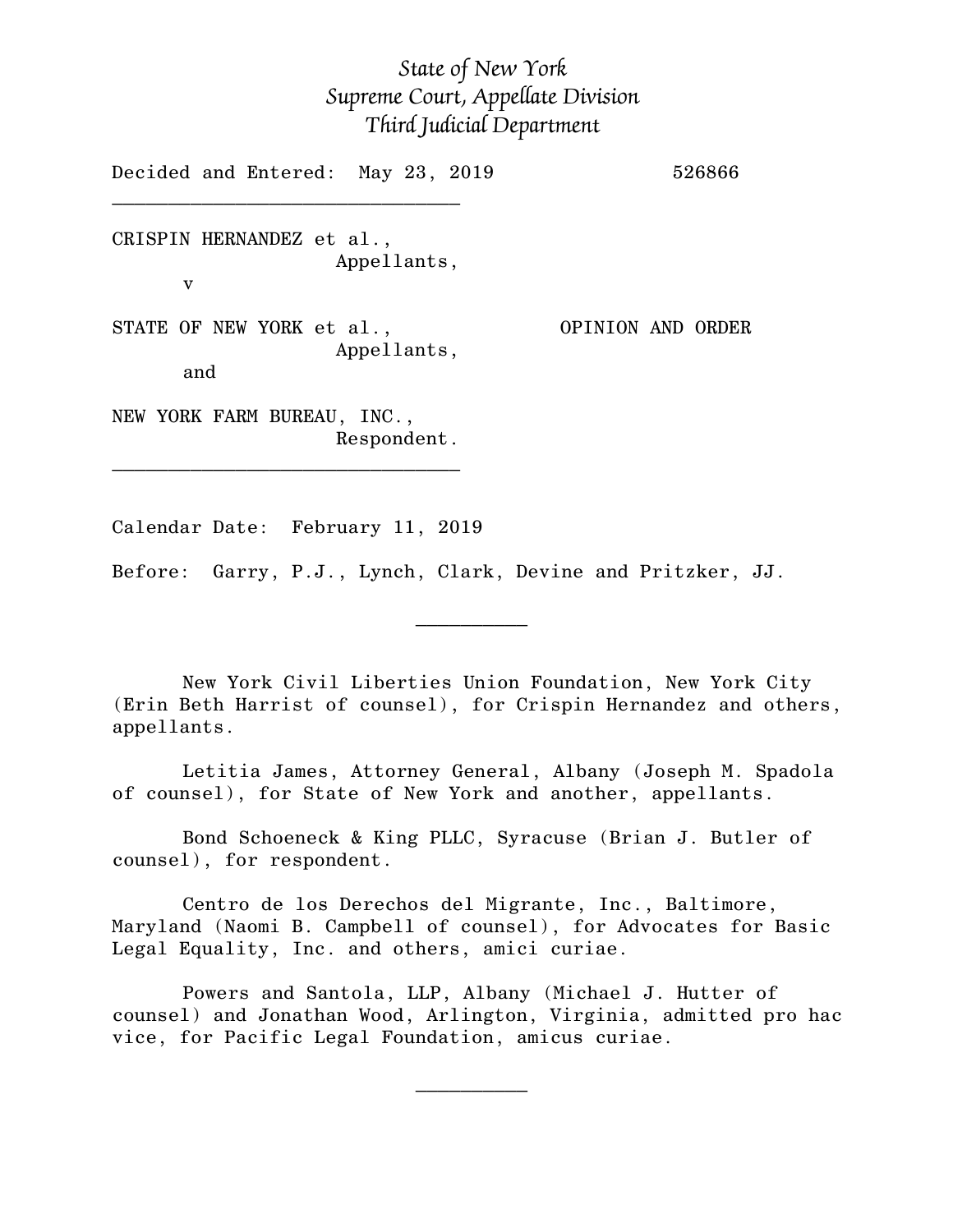*State of New York*
*Supreme Court, Appellate Division*
*Third Judicial Department*

Decided and Entered: May 23, 2019 526866

________________________________

CRISPIN HERNANDEZ et al.,
Appellants,
v

STATE OF NEW YORK et al., OPINION AND ORDER
Appellants,
and

NEW YORK FARM BUREAU, INC.,
Respondent.

________________________________

Calendar Date: February 11, 2019

Before: Garry, P.J., Lynch, Clark, Devine and Pritzker, JJ.

__________

New York Civil Liberties Union Foundation, New York City (Erin Beth Harrist of counsel), for Crispin Hernandez and others, appellants.

Letitia James, Attorney General, Albany (Joseph M. Spadola of counsel), for State of New York and another, appellants.

Bond Schoeneck & King PLLC, Syracuse (Brian J. Butler of counsel), for respondent.

Centro de los Derechos del Migrante, Inc., Baltimore, Maryland (Naomi B. Campbell of counsel), for Advocates for Basic Legal Equality, Inc. and others, amici curiae.

Powers and Santola, LLP, Albany (Michael J. Hutter of counsel) and Jonathan Wood, Arlington, Virginia, admitted pro hac vice, for Pacific Legal Foundation, amicus curiae.

__________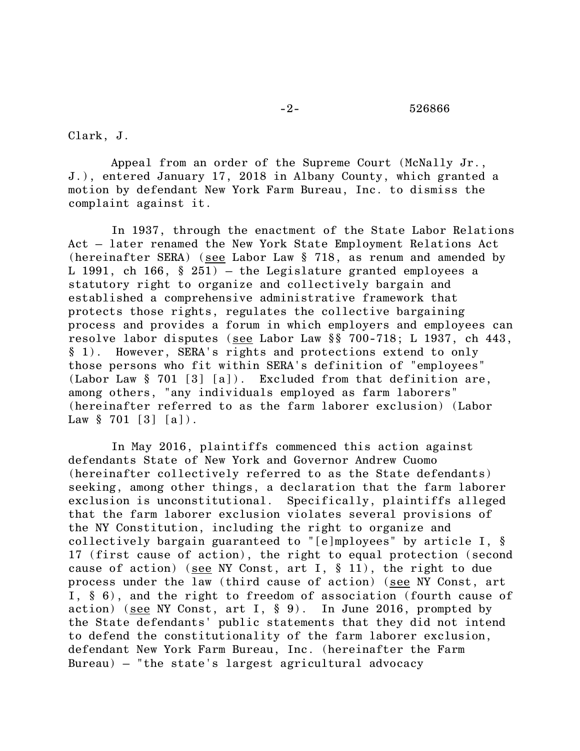Clark, J.

Appeal from an order of the Supreme Court (McNally Jr., J.), entered January 17, 2018 in Albany County, which granted a motion by defendant New York Farm Bureau, Inc. to dismiss the complaint against it.

In 1937, through the enactment of the State Labor Relations Act – later renamed the New York State Employment Relations Act (hereinafter SERA) (see Labor Law § 718, as renum and amended by L 1991, ch 166, § 251) – the Legislature granted employees a statutory right to organize and collectively bargain and established a comprehensive administrative framework that protects those rights, regulates the collective bargaining process and provides a forum in which employers and employees can resolve labor disputes (see Labor Law §§ 700-718; L 1937, ch 443, § 1). However, SERA's rights and protections extend to only those persons who fit within SERA's definition of "employees" (Labor Law § 701 [3] [a]). Excluded from that definition are, among others, "any individuals employed as farm laborers" (hereinafter referred to as the farm laborer exclusion) (Labor Law § 701 [3] [a]).

In May 2016, plaintiffs commenced this action against defendants State of New York and Governor Andrew Cuomo (hereinafter collectively referred to as the State defendants) seeking, among other things, a declaration that the farm laborer exclusion is unconstitutional. Specifically, plaintiffs alleged that the farm laborer exclusion violates several provisions of the NY Constitution, including the right to organize and collectively bargain guaranteed to "[e]mployees" by article I, § 17 (first cause of action), the right to equal protection (second cause of action) (see NY Const, art I, § 11), the right to due process under the law (third cause of action) (see NY Const, art I, § 6), and the right to freedom of association (fourth cause of action) (see NY Const, art I, § 9). In June 2016, prompted by the State defendants' public statements that they did not intend to defend the constitutionality of the farm laborer exclusion, defendant New York Farm Bureau, Inc. (hereinafter the Farm Bureau) – "the state's largest agricultural advocacy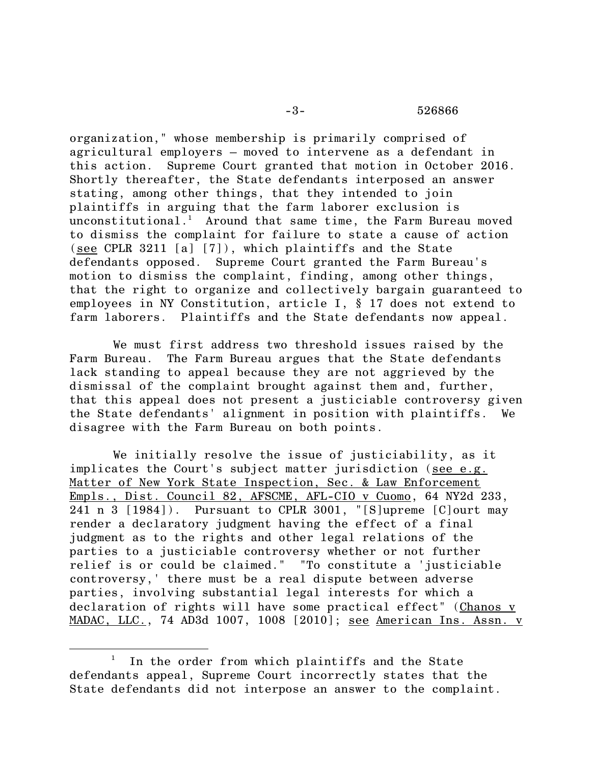organization," whose membership is primarily comprised of agricultural employers – moved to intervene as a defendant in this action. Supreme Court granted that motion in October 2016. Shortly thereafter, the State defendants interposed an answer stating, among other things, that they intended to join plaintiffs in arguing that the farm laborer exclusion is unconstitutional.[1] Around that same time, the Farm Bureau moved to dismiss the complaint for failure to state a cause of action (see CPLR 3211 [a] [7]), which plaintiffs and the State defendants opposed. Supreme Court granted the Farm Bureau's motion to dismiss the complaint, finding, among other things, that the right to organize and collectively bargain guaranteed to employees in NY Constitution, article I, § 17 does not extend to farm laborers. Plaintiffs and the State defendants now appeal.

We must first address two threshold issues raised by the Farm Bureau. The Farm Bureau argues that the State defendants lack standing to appeal because they are not aggrieved by the dismissal of the complaint brought against them and, further, that this appeal does not present a justiciable controversy given the State defendants' alignment in position with plaintiffs. We disagree with the Farm Bureau on both points.

We initially resolve the issue of justiciability, as it implicates the Court's subject matter jurisdiction (see e.g. Matter of New York State Inspection, Sec. & Law Enforcement Empls., Dist. Council 82, AFSCME, AFL-CIO v Cuomo, 64 NY2d 233, 241 n 3 [1984]). Pursuant to CPLR 3001, "[S]upreme [C]ourt may render a declaratory judgment having the effect of a final judgment as to the rights and other legal relations of the parties to a justiciable controversy whether or not further relief is or could be claimed." "To constitute a 'justiciable controversy,' there must be a real dispute between adverse parties, involving substantial legal interests for which a declaration of rights will have some practical effect" (Chanos v MADAC, LLC., 74 AD3d 1007, 1008 [2010]; see American Ins. Assn. v

[1] In the order from which plaintiffs and the State defendants appeal, Supreme Court incorrectly states that the State defendants did not interpose an answer to the complaint.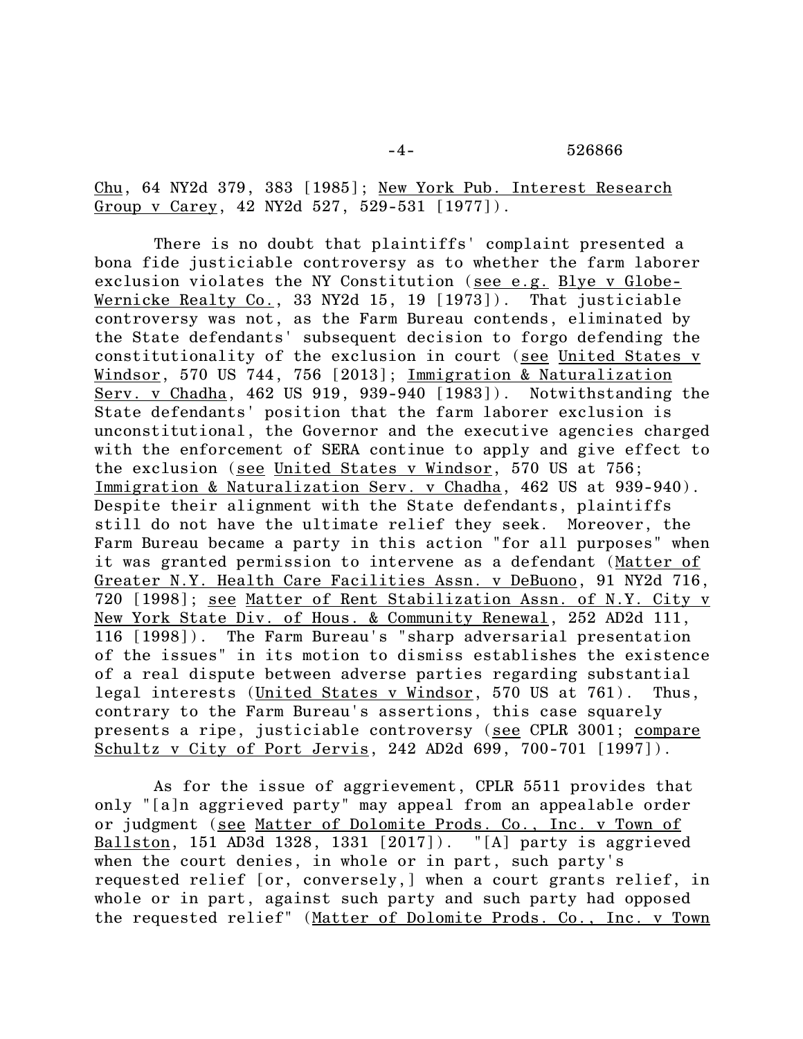Chu, 64 NY2d 379, 383 [1985]; New York Pub. Interest Research Group v Carey, 42 NY2d 527, 529-531 [1977]).

There is no doubt that plaintiffs' complaint presented a bona fide justiciable controversy as to whether the farm laborer exclusion violates the NY Constitution (see e.g. Blye v Globe-Wernicke Realty Co., 33 NY2d 15, 19 [1973]). That justiciable controversy was not, as the Farm Bureau contends, eliminated by the State defendants' subsequent decision to forgo defending the constitutionality of the exclusion in court (see United States v Windsor, 570 US 744, 756 [2013]; Immigration & Naturalization Serv. v Chadha, 462 US 919, 939-940 [1983]). Notwithstanding the State defendants' position that the farm laborer exclusion is unconstitutional, the Governor and the executive agencies charged with the enforcement of SERA continue to apply and give effect to the exclusion (see United States v Windsor, 570 US at 756; Immigration & Naturalization Serv. v Chadha, 462 US at 939-940). Despite their alignment with the State defendants, plaintiffs still do not have the ultimate relief they seek. Moreover, the Farm Bureau became a party in this action "for all purposes" when it was granted permission to intervene as a defendant (Matter of Greater N.Y. Health Care Facilities Assn. v DeBuono, 91 NY2d 716, 720 [1998]; see Matter of Rent Stabilization Assn. of N.Y. City v New York State Div. of Hous. & Community Renewal, 252 AD2d 111, 116 [1998]). The Farm Bureau's "sharp adversarial presentation of the issues" in its motion to dismiss establishes the existence of a real dispute between adverse parties regarding substantial legal interests (United States v Windsor, 570 US at 761). Thus, contrary to the Farm Bureau's assertions, this case squarely presents a ripe, justiciable controversy (see CPLR 3001; compare Schultz v City of Port Jervis, 242 AD2d 699, 700-701 [1997]).

As for the issue of aggrievement, CPLR 5511 provides that only "[a]n aggrieved party" may appeal from an appealable order or judgment (see Matter of Dolomite Prods. Co., Inc. v Town of Ballston, 151 AD3d 1328, 1331 [2017]). "[A] party is aggrieved when the court denies, in whole or in part, such party's requested relief [or, conversely,] when a court grants relief, in whole or in part, against such party and such party had opposed the requested relief" (Matter of Dolomite Prods. Co., Inc. v Town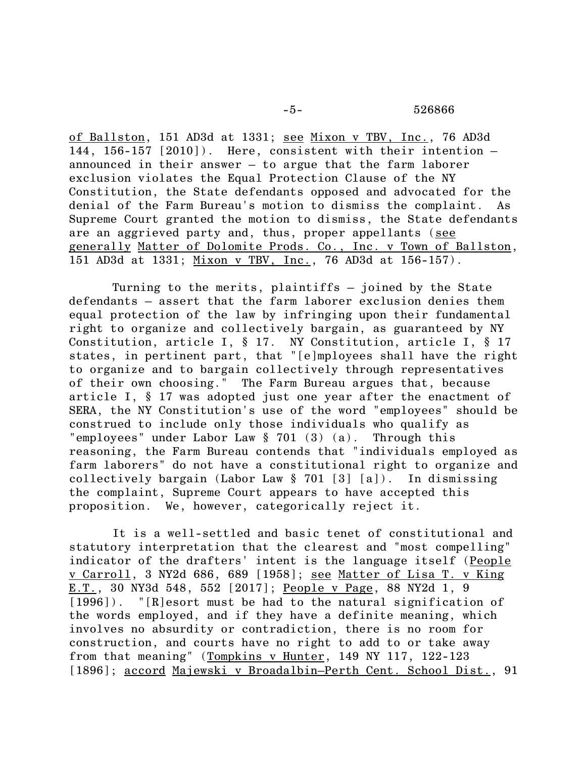of Ballston, 151 AD3d at 1331; see Mixon v TBV, Inc., 76 AD3d 144, 156-157 [2010]). Here, consistent with their intention – announced in their answer – to argue that the farm laborer exclusion violates the Equal Protection Clause of the NY Constitution, the State defendants opposed and advocated for the denial of the Farm Bureau's motion to dismiss the complaint. As Supreme Court granted the motion to dismiss, the State defendants are an aggrieved party and, thus, proper appellants (see generally Matter of Dolomite Prods. Co., Inc. v Town of Ballston, 151 AD3d at 1331; Mixon v TBV, Inc., 76 AD3d at 156-157).

Turning to the merits, plaintiffs – joined by the State defendants – assert that the farm laborer exclusion denies them equal protection of the law by infringing upon their fundamental right to organize and collectively bargain, as guaranteed by NY Constitution, article I, § 17. NY Constitution, article I, § 17 states, in pertinent part, that "[e]mployees shall have the right to organize and to bargain collectively through representatives of their own choosing." The Farm Bureau argues that, because article I, § 17 was adopted just one year after the enactment of SERA, the NY Constitution's use of the word "employees" should be construed to include only those individuals who qualify as "employees" under Labor Law § 701 (3) (a). Through this reasoning, the Farm Bureau contends that "individuals employed as farm laborers" do not have a constitutional right to organize and collectively bargain (Labor Law § 701 [3] [a]). In dismissing the complaint, Supreme Court appears to have accepted this proposition. We, however, categorically reject it.

It is a well-settled and basic tenet of constitutional and statutory interpretation that the clearest and "most compelling" indicator of the drafters' intent is the language itself (People v Carroll, 3 NY2d 686, 689 [1958]; see Matter of Lisa T. v King E.T., 30 NY3d 548, 552 [2017]; People v Page, 88 NY2d 1, 9 [1996]). "[R]esort must be had to the natural signification of the words employed, and if they have a definite meaning, which involves no absurdity or contradiction, there is no room for construction, and courts have no right to add to or take away from that meaning" (Tompkins v Hunter, 149 NY 117, 122-123 [1896]; accord Majewski v Broadalbin–Perth Cent. School Dist., 91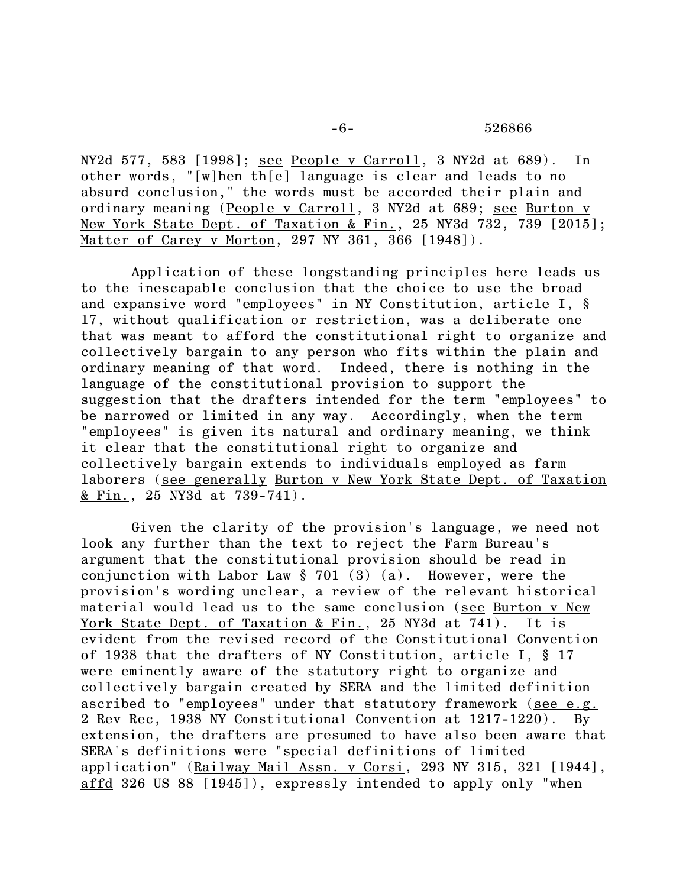NY2d 577, 583 [1998]; see People v Carroll, 3 NY2d at 689). In other words, "[w]hen th[e] language is clear and leads to no absurd conclusion," the words must be accorded their plain and ordinary meaning (People v Carroll, 3 NY2d at 689; see Burton v New York State Dept. of Taxation & Fin., 25 NY3d 732, 739 [2015]; Matter of Carey v Morton, 297 NY 361, 366 [1948]).

Application of these longstanding principles here leads us to the inescapable conclusion that the choice to use the broad and expansive word "employees" in NY Constitution, article I, § 17, without qualification or restriction, was a deliberate one that was meant to afford the constitutional right to organize and collectively bargain to any person who fits within the plain and ordinary meaning of that word. Indeed, there is nothing in the language of the constitutional provision to support the suggestion that the drafters intended for the term "employees" to be narrowed or limited in any way. Accordingly, when the term "employees" is given its natural and ordinary meaning, we think it clear that the constitutional right to organize and collectively bargain extends to individuals employed as farm laborers (see generally Burton v New York State Dept. of Taxation & Fin., 25 NY3d at 739-741).

Given the clarity of the provision's language, we need not look any further than the text to reject the Farm Bureau's argument that the constitutional provision should be read in conjunction with Labor Law § 701 (3) (a). However, were the provision's wording unclear, a review of the relevant historical material would lead us to the same conclusion (see Burton v New York State Dept. of Taxation & Fin., 25 NY3d at 741). It is evident from the revised record of the Constitutional Convention of 1938 that the drafters of NY Constitution, article I, § 17 were eminently aware of the statutory right to organize and collectively bargain created by SERA and the limited definition ascribed to "employees" under that statutory framework (see e.g. 2 Rev Rec, 1938 NY Constitutional Convention at 1217-1220). By extension, the drafters are presumed to have also been aware that SERA's definitions were "special definitions of limited application" (Railway Mail Assn. v Corsi, 293 NY 315, 321 [1944], affd 326 US 88 [1945]), expressly intended to apply only "when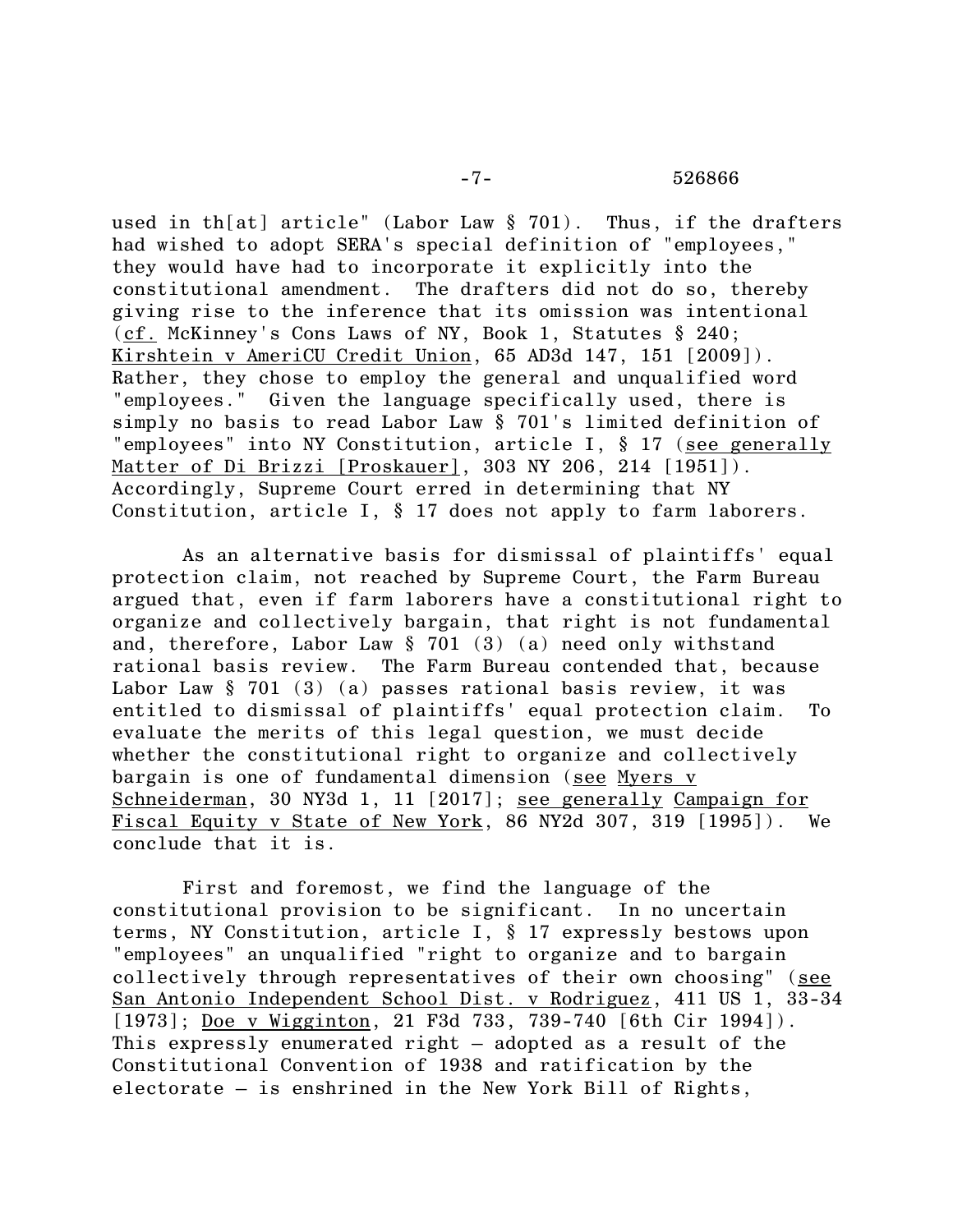used in th[at] article" (Labor Law § 701). Thus, if the drafters had wished to adopt SERA's special definition of "employees," they would have had to incorporate it explicitly into the constitutional amendment. The drafters did not do so, thereby giving rise to the inference that its omission was intentional (cf. McKinney's Cons Laws of NY, Book 1, Statutes § 240; Kirshtein v AmeriCU Credit Union, 65 AD3d 147, 151 [2009]). Rather, they chose to employ the general and unqualified word "employees." Given the language specifically used, there is simply no basis to read Labor Law § 701's limited definition of "employees" into NY Constitution, article I, § 17 (see generally Matter of Di Brizzi [Proskauer], 303 NY 206, 214 [1951]). Accordingly, Supreme Court erred in determining that NY Constitution, article I, § 17 does not apply to farm laborers.

As an alternative basis for dismissal of plaintiffs' equal protection claim, not reached by Supreme Court, the Farm Bureau argued that, even if farm laborers have a constitutional right to organize and collectively bargain, that right is not fundamental and, therefore, Labor Law § 701 (3) (a) need only withstand rational basis review. The Farm Bureau contended that, because Labor Law § 701 (3) (a) passes rational basis review, it was entitled to dismissal of plaintiffs' equal protection claim. To evaluate the merits of this legal question, we must decide whether the constitutional right to organize and collectively bargain is one of fundamental dimension (see Myers v Schneiderman, 30 NY3d 1, 11 [2017]; see generally Campaign for Fiscal Equity v State of New York, 86 NY2d 307, 319 [1995]). We conclude that it is.

First and foremost, we find the language of the constitutional provision to be significant. In no uncertain terms, NY Constitution, article I, § 17 expressly bestows upon "employees" an unqualified "right to organize and to bargain collectively through representatives of their own choosing" (see San Antonio Independent School Dist. v Rodriguez, 411 US 1, 33-34 [1973]; Doe v Wigginton, 21 F3d 733, 739-740 [6th Cir 1994]). This expressly enumerated right – adopted as a result of the Constitutional Convention of 1938 and ratification by the electorate – is enshrined in the New York Bill of Rights,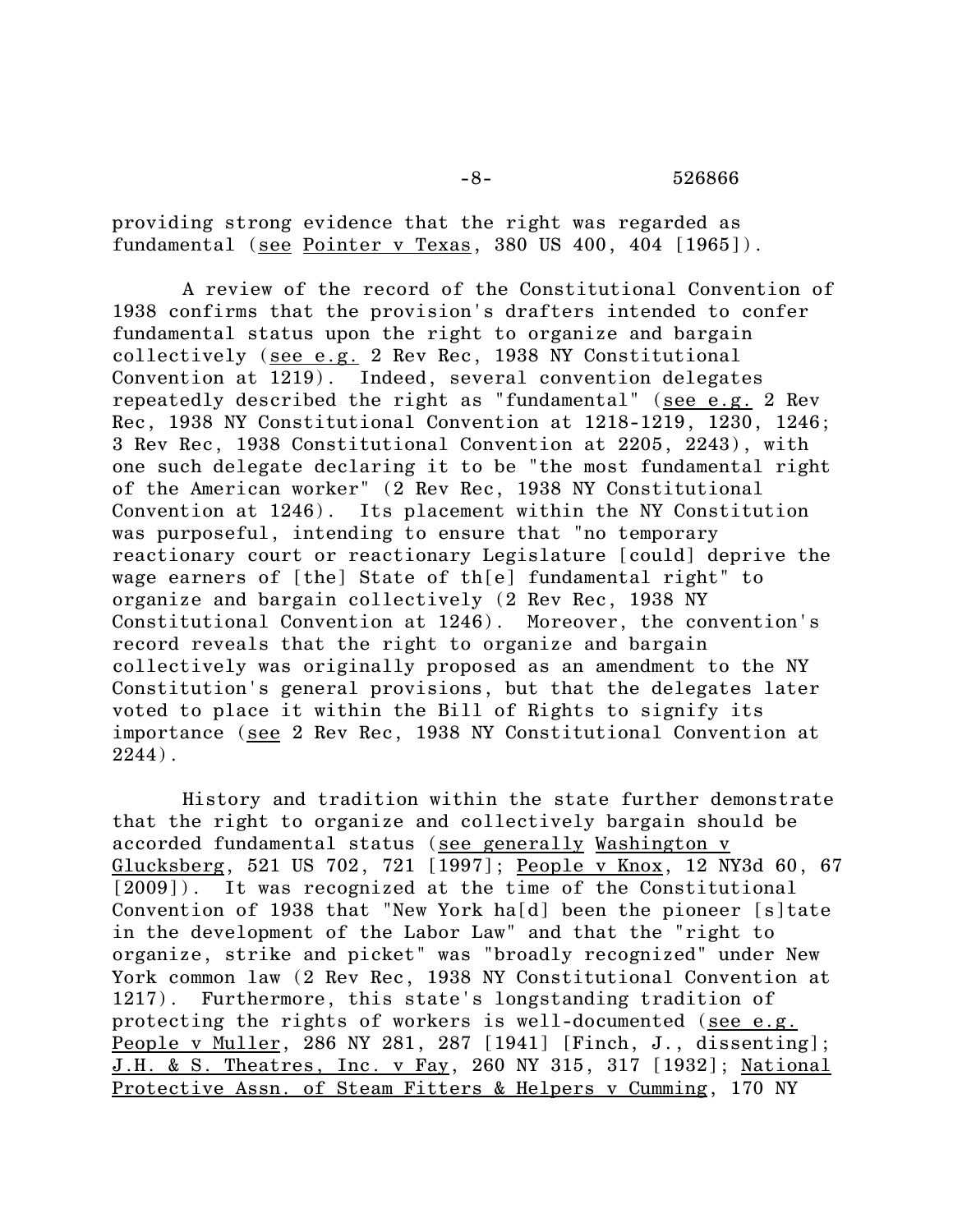providing strong evidence that the right was regarded as fundamental (see Pointer v Texas, 380 US 400, 404 [1965]).

A review of the record of the Constitutional Convention of 1938 confirms that the provision's drafters intended to confer fundamental status upon the right to organize and bargain collectively (see e.g. 2 Rev Rec, 1938 NY Constitutional Convention at 1219). Indeed, several convention delegates repeatedly described the right as "fundamental" (see e.g. 2 Rev Rec, 1938 NY Constitutional Convention at 1218-1219, 1230, 1246; 3 Rev Rec, 1938 Constitutional Convention at 2205, 2243), with one such delegate declaring it to be "the most fundamental right of the American worker" (2 Rev Rec, 1938 NY Constitutional Convention at 1246). Its placement within the NY Constitution was purposeful, intending to ensure that "no temporary reactionary court or reactionary Legislature [could] deprive the wage earners of [the] State of th[e] fundamental right" to organize and bargain collectively (2 Rev Rec, 1938 NY Constitutional Convention at 1246). Moreover, the convention's record reveals that the right to organize and bargain collectively was originally proposed as an amendment to the NY Constitution's general provisions, but that the delegates later voted to place it within the Bill of Rights to signify its importance (see 2 Rev Rec, 1938 NY Constitutional Convention at 2244).

History and tradition within the state further demonstrate that the right to organize and collectively bargain should be accorded fundamental status (see generally Washington v Glucksberg, 521 US 702, 721 [1997]; People v Knox, 12 NY3d 60, 67 [2009]). It was recognized at the time of the Constitutional Convention of 1938 that "New York ha[d] been the pioneer [s]tate in the development of the Labor Law" and that the "right to organize, strike and picket" was "broadly recognized" under New York common law (2 Rev Rec, 1938 NY Constitutional Convention at 1217). Furthermore, this state's longstanding tradition of protecting the rights of workers is well-documented (see e.g. People v Muller, 286 NY 281, 287 [1941] [Finch, J., dissenting]; J.H. & S. Theatres, Inc. v Fay, 260 NY 315, 317 [1932]; National Protective Assn. of Steam Fitters & Helpers v Cumming, 170 NY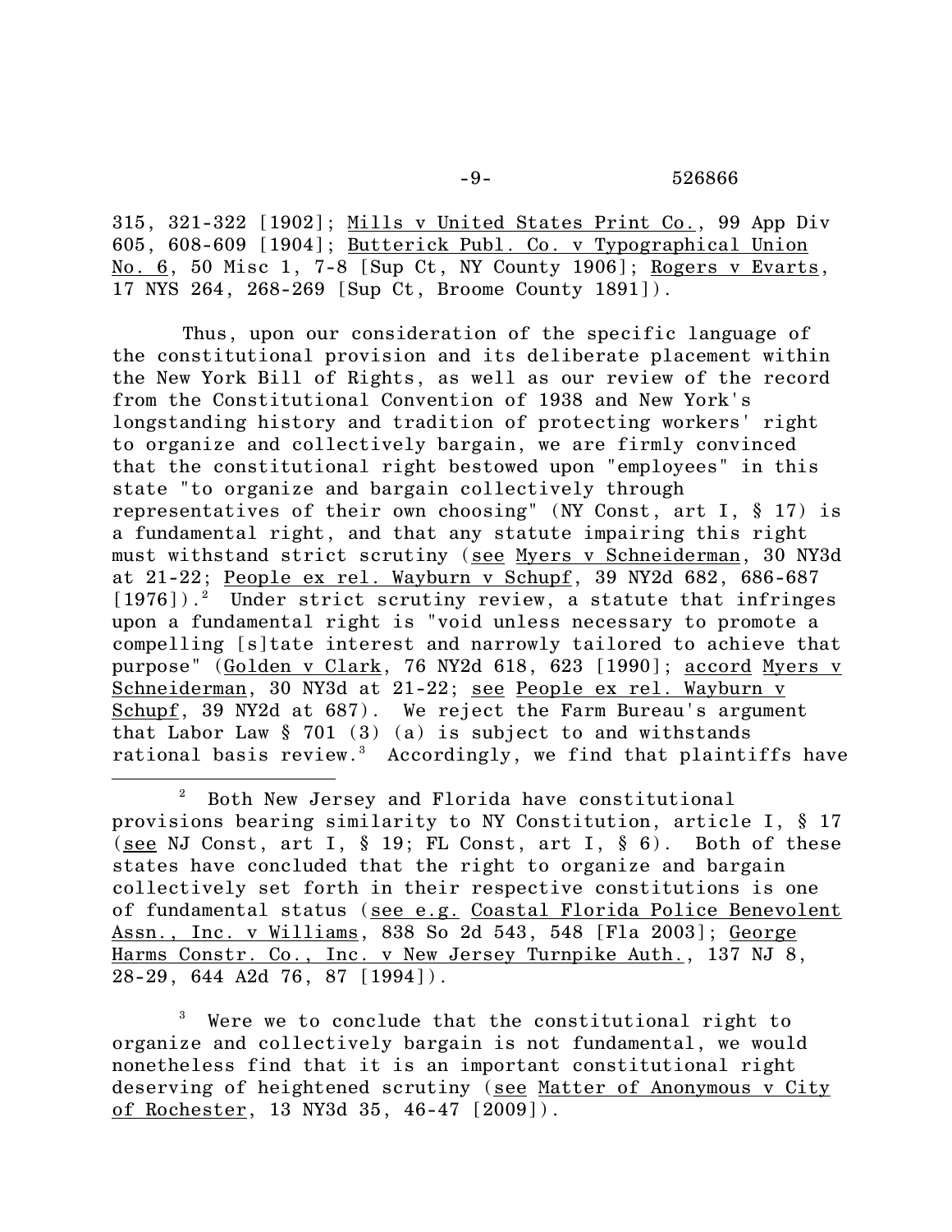315, 321-322 [1902]; Mills v United States Print Co., 99 App Div 605, 608-609 [1904]; Butterick Publ. Co. v Typographical Union No. 6, 50 Misc 1, 7-8 [Sup Ct, NY County 1906]; Rogers v Evarts, 17 NYS 264, 268-269 [Sup Ct, Broome County 1891]).

Thus, upon our consideration of the specific language of the constitutional provision and its deliberate placement within the New York Bill of Rights, as well as our review of the record from the Constitutional Convention of 1938 and New York's longstanding history and tradition of protecting workers' right to organize and collectively bargain, we are firmly convinced that the constitutional right bestowed upon "employees" in this state "to organize and bargain collectively through representatives of their own choosing" (NY Const, art I, § 17) is a fundamental right, and that any statute impairing this right must withstand strict scrutiny (see Myers v Schneiderman, 30 NY3d at 21-22; People ex rel. Wayburn v Schupf, 39 NY2d 682, 686-687 [1976]).[2] Under strict scrutiny review, a statute that infringes upon a fundamental right is "void unless necessary to promote a compelling [s]tate interest and narrowly tailored to achieve that purpose" (Golden v Clark, 76 NY2d 618, 623 [1990]; accord Myers v Schneiderman, 30 NY3d at 21-22; see People ex rel. Wayburn v Schupf, 39 NY2d at 687). We reject the Farm Bureau's argument that Labor Law § 701 (3) (a) is subject to and withstands rational basis review.[3] Accordingly, we find that plaintiffs have

---

[2] Both New Jersey and Florida have constitutional provisions bearing similarity to NY Constitution, article I, § 17 (see NJ Const, art I, § 19; FL Const, art I, § 6). Both of these states have concluded that the right to organize and bargain collectively set forth in their respective constitutions is one of fundamental status (see e.g. Coastal Florida Police Benevolent Assn., Inc. v Williams, 838 So 2d 543, 548 [Fla 2003]; George Harms Constr. Co., Inc. v New Jersey Turnpike Auth., 137 NJ 8, 28-29, 644 A2d 76, 87 [1994]).

[3] Were we to conclude that the constitutional right to organize and collectively bargain is not fundamental, we would nonetheless find that it is an important constitutional right deserving of heightened scrutiny (see Matter of Anonymous v City of Rochester, 13 NY3d 35, 46-47 [2009]).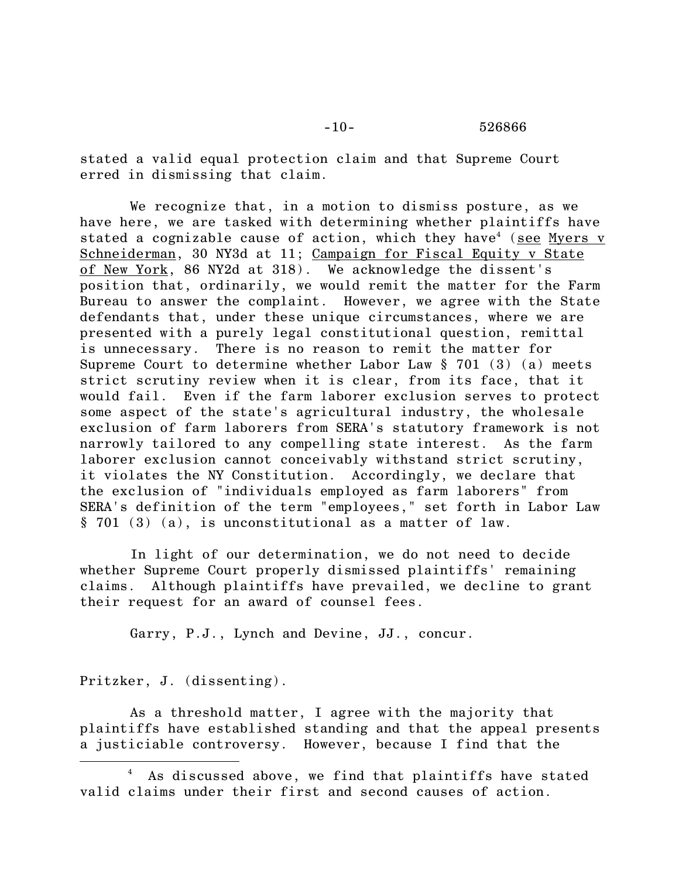stated a valid equal protection claim and that Supreme Court erred in dismissing that claim.

We recognize that, in a motion to dismiss posture, as we have here, we are tasked with determining whether plaintiffs have stated a cognizable cause of action, which they have[4] (see Myers v Schneiderman, 30 NY3d at 11; Campaign for Fiscal Equity v State of New York, 86 NY2d at 318). We acknowledge the dissent's position that, ordinarily, we would remit the matter for the Farm Bureau to answer the complaint. However, we agree with the State defendants that, under these unique circumstances, where we are presented with a purely legal constitutional question, remittal is unnecessary. There is no reason to remit the matter for Supreme Court to determine whether Labor Law § 701 (3) (a) meets strict scrutiny review when it is clear, from its face, that it would fail. Even if the farm laborer exclusion serves to protect some aspect of the state's agricultural industry, the wholesale exclusion of farm laborers from SERA's statutory framework is not narrowly tailored to any compelling state interest. As the farm laborer exclusion cannot conceivably withstand strict scrutiny, it violates the NY Constitution. Accordingly, we declare that the exclusion of "individuals employed as farm laborers" from SERA's definition of the term "employees," set forth in Labor Law § 701 (3) (a), is unconstitutional as a matter of law.

In light of our determination, we do not need to decide whether Supreme Court properly dismissed plaintiffs' remaining claims. Although plaintiffs have prevailed, we decline to grant their request for an award of counsel fees.

Garry, P.J., Lynch and Devine, JJ., concur.

Pritzker, J. (dissenting).

As a threshold matter, I agree with the majority that plaintiffs have established standing and that the appeal presents a justiciable controversy. However, because I find that the

---

[4] As discussed above, we find that plaintiffs have stated valid claims under their first and second causes of action.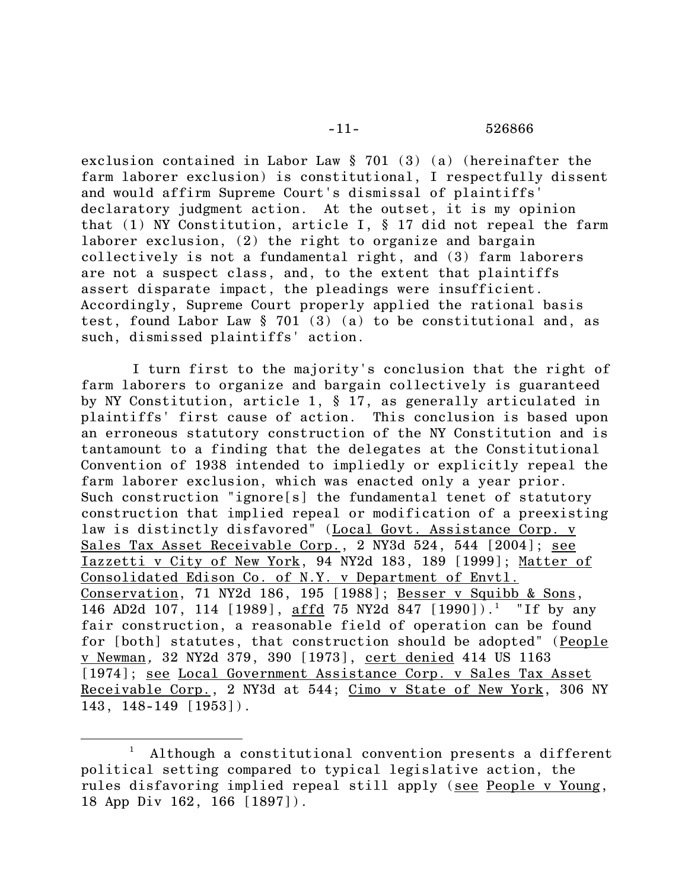exclusion contained in Labor Law § 701 (3) (a) (hereinafter the farm laborer exclusion) is constitutional, I respectfully dissent and would affirm Supreme Court's dismissal of plaintiffs' declaratory judgment action. At the outset, it is my opinion that (1) NY Constitution, article I, § 17 did not repeal the farm laborer exclusion, (2) the right to organize and bargain collectively is not a fundamental right, and (3) farm laborers are not a suspect class, and, to the extent that plaintiffs assert disparate impact, the pleadings were insufficient. Accordingly, Supreme Court properly applied the rational basis test, found Labor Law § 701 (3) (a) to be constitutional and, as such, dismissed plaintiffs' action.

I turn first to the majority's conclusion that the right of farm laborers to organize and bargain collectively is guaranteed by NY Constitution, article 1, § 17, as generally articulated in plaintiffs' first cause of action. This conclusion is based upon an erroneous statutory construction of the NY Constitution and is tantamount to a finding that the delegates at the Constitutional Convention of 1938 intended to impliedly or explicitly repeal the farm laborer exclusion, which was enacted only a year prior. Such construction "ignore[s] the fundamental tenet of statutory construction that implied repeal or modification of a preexisting law is distinctly disfavored" (Local Govt. Assistance Corp. v Sales Tax Asset Receivable Corp., 2 NY3d 524, 544 [2004]; see Iazzetti v City of New York, 94 NY2d 183, 189 [1999]; Matter of Consolidated Edison Co. of N.Y. v Department of Envtl. Conservation, 71 NY2d 186, 195 [1988]; Besser v Squibb & Sons, 146 AD2d 107, 114 [1989], affd 75 NY2d 847 [1990]).[1] "If by any fair construction, a reasonable field of operation can be found for [both] statutes, that construction should be adopted" (People v Newman, 32 NY2d 379, 390 [1973], cert denied 414 US 1163 [1974]; see Local Government Assistance Corp. v Sales Tax Asset Receivable Corp., 2 NY3d at 544; Cimo v State of New York, 306 NY 143, 148-149 [1953]).

---

[1] Although a constitutional convention presents a different political setting compared to typical legislative action, the rules disfavoring implied repeal still apply (see People v Young, 18 App Div 162, 166 [1897]).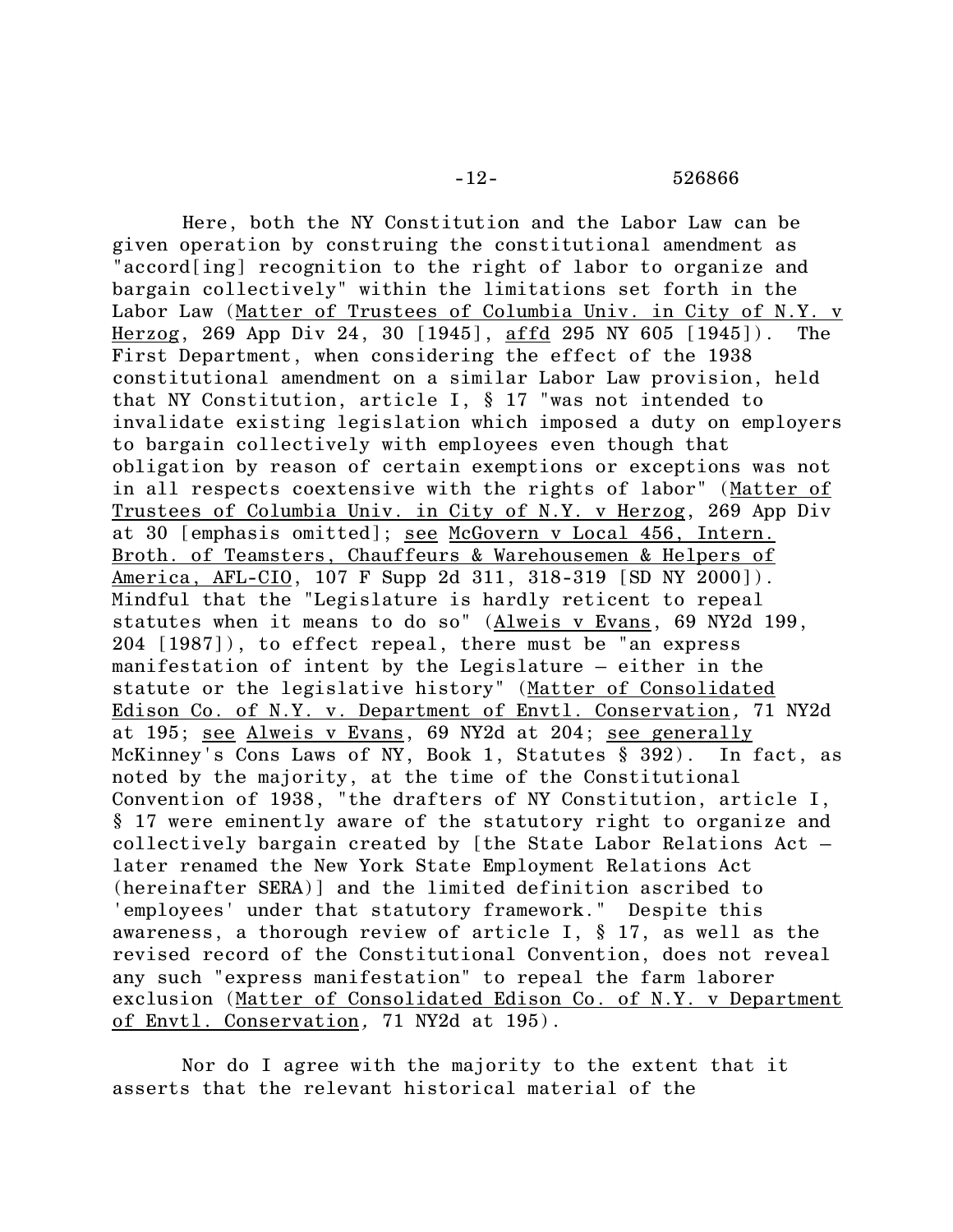Here, both the NY Constitution and the Labor Law can be given operation by construing the constitutional amendment as "accord[ing] recognition to the right of labor to organize and bargain collectively" within the limitations set forth in the Labor Law (Matter of Trustees of Columbia Univ. in City of N.Y. v Herzog, 269 App Div 24, 30 [1945], affd 295 NY 605 [1945]). The First Department, when considering the effect of the 1938 constitutional amendment on a similar Labor Law provision, held that NY Constitution, article I, § 17 "was not intended to invalidate existing legislation which imposed a duty on employers to bargain collectively with employees even though that obligation by reason of certain exemptions or exceptions was not in all respects coextensive with the rights of labor" (Matter of Trustees of Columbia Univ. in City of N.Y. v Herzog, 269 App Div at 30 [emphasis omitted]; see McGovern v Local 456, Intern. Broth. of Teamsters, Chauffeurs & Warehousemen & Helpers of America, AFL-CIO, 107 F Supp 2d 311, 318-319 [SD NY 2000]). Mindful that the "Legislature is hardly reticent to repeal statutes when it means to do so" (Alweis v Evans, 69 NY2d 199, 204 [1987]), to effect repeal, there must be "an express manifestation of intent by the Legislature – either in the statute or the legislative history" (Matter of Consolidated Edison Co. of N.Y. v. Department of Envtl. Conservation, 71 NY2d at 195; see Alweis v Evans, 69 NY2d at 204; see generally McKinney's Cons Laws of NY, Book 1, Statutes § 392). In fact, as noted by the majority, at the time of the Constitutional Convention of 1938, "the drafters of NY Constitution, article I, § 17 were eminently aware of the statutory right to organize and collectively bargain created by [the State Labor Relations Act – later renamed the New York State Employment Relations Act (hereinafter SERA)] and the limited definition ascribed to 'employees' under that statutory framework." Despite this awareness, a thorough review of article I, § 17, as well as the revised record of the Constitutional Convention, does not reveal any such "express manifestation" to repeal the farm laborer exclusion (Matter of Consolidated Edison Co. of N.Y. v Department of Envtl. Conservation, 71 NY2d at 195).

Nor do I agree with the majority to the extent that it asserts that the relevant historical material of the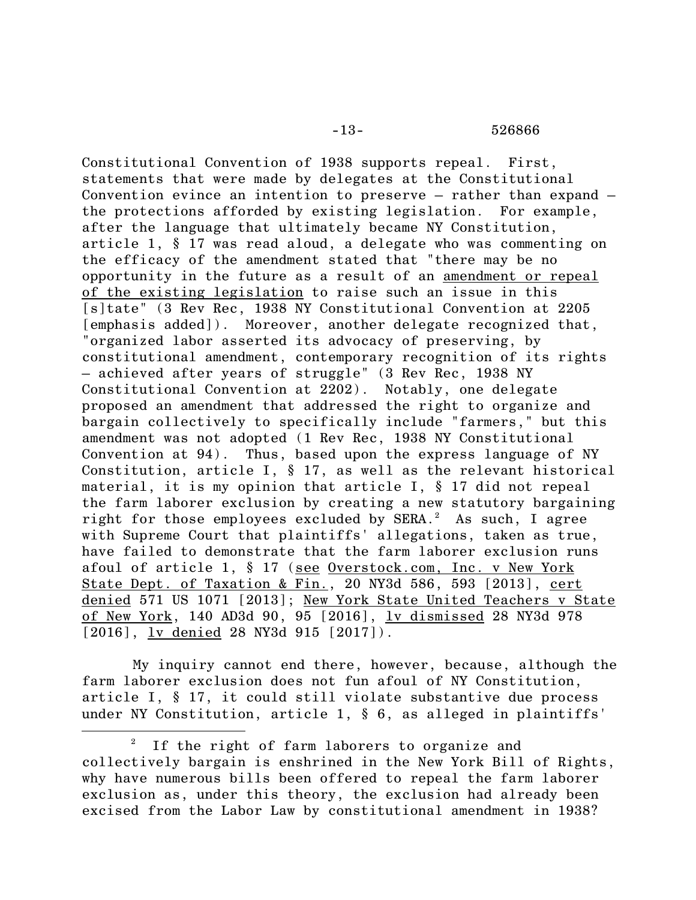Constitutional Convention of 1938 supports repeal. First, statements that were made by delegates at the Constitutional Convention evince an intention to preserve – rather than expand – the protections afforded by existing legislation. For example, after the language that ultimately became NY Constitution, article 1, § 17 was read aloud, a delegate who was commenting on the efficacy of the amendment stated that "there may be no opportunity in the future as a result of an amendment or repeal of the existing legislation to raise such an issue in this [s]tate" (3 Rev Rec, 1938 NY Constitutional Convention at 2205 [emphasis added]). Moreover, another delegate recognized that, "organized labor asserted its advocacy of preserving, by constitutional amendment, contemporary recognition of its rights – achieved after years of struggle" (3 Rev Rec, 1938 NY Constitutional Convention at 2202). Notably, one delegate proposed an amendment that addressed the right to organize and bargain collectively to specifically include "farmers," but this amendment was not adopted (1 Rev Rec, 1938 NY Constitutional Convention at 94). Thus, based upon the express language of NY Constitution, article I, § 17, as well as the relevant historical material, it is my opinion that article I, § 17 did not repeal the farm laborer exclusion by creating a new statutory bargaining right for those employees excluded by SERA.[2] As such, I agree with Supreme Court that plaintiffs' allegations, taken as true, have failed to demonstrate that the farm laborer exclusion runs afoul of article 1, § 17 (see Overstock.com, Inc. v New York State Dept. of Taxation & Fin., 20 NY3d 586, 593 [2013], cert denied 571 US 1071 [2013]; New York State United Teachers v State of New York, 140 AD3d 90, 95 [2016], lv dismissed 28 NY3d 978 [2016], lv denied 28 NY3d 915 [2017]).

My inquiry cannot end there, however, because, although the farm laborer exclusion does not fun afoul of NY Constitution, article I, § 17, it could still violate substantive due process under NY Constitution, article 1, § 6, as alleged in plaintiffs'

[2] If the right of farm laborers to organize and collectively bargain is enshrined in the New York Bill of Rights, why have numerous bills been offered to repeal the farm laborer exclusion as, under this theory, the exclusion had already been excised from the Labor Law by constitutional amendment in 1938?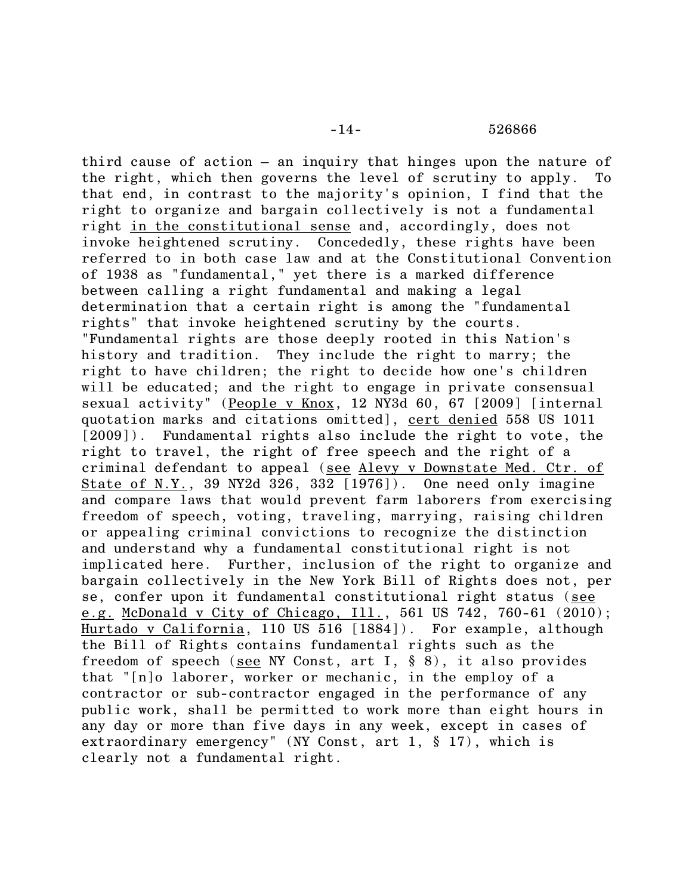third cause of action – an inquiry that hinges upon the nature of the right, which then governs the level of scrutiny to apply. To that end, in contrast to the majority's opinion, I find that the right to organize and bargain collectively is not a fundamental right _in the constitutional sense_ and, accordingly, does not invoke heightened scrutiny. Concededly, these rights have been referred to in both case law and at the Constitutional Convention of 1938 as "fundamental," yet there is a marked difference between calling a right fundamental and making a legal determination that a certain right is among the "fundamental rights" that invoke heightened scrutiny by the courts. "Fundamental rights are those deeply rooted in this Nation's history and tradition. They include the right to marry; the right to have children; the right to decide how one's children will be educated; and the right to engage in private consensual sexual activity" (_People v Knox_, 12 NY3d 60, 67 [2009] [internal quotation marks and citations omitted], _cert denied_ 558 US 1011 [2009]). Fundamental rights also include the right to vote, the right to travel, the right of free speech and the right of a criminal defendant to appeal (_see_ _Alevy v Downstate Med. Ctr. of State of N.Y._, 39 NY2d 326, 332 [1976]). One need only imagine and compare laws that would prevent farm laborers from exercising freedom of speech, voting, traveling, marrying, raising children or appealing criminal convictions to recognize the distinction and understand why a fundamental constitutional right is not implicated here. Further, inclusion of the right to organize and bargain collectively in the New York Bill of Rights does not, per se, confer upon it fundamental constitutional right status (_see e.g._ _McDonald v City of Chicago, Ill._, 561 US 742, 760-61 (2010); _Hurtado v California_, 110 US 516 [1884]). For example, although the Bill of Rights contains fundamental rights such as the freedom of speech (_see_ NY Const, art I, § 8), it also provides that "[n]o laborer, worker or mechanic, in the employ of a contractor or sub-contractor engaged in the performance of any public work, shall be permitted to work more than eight hours in any day or more than five days in any week, except in cases of extraordinary emergency" (NY Const, art 1, § 17), which is clearly not a fundamental right.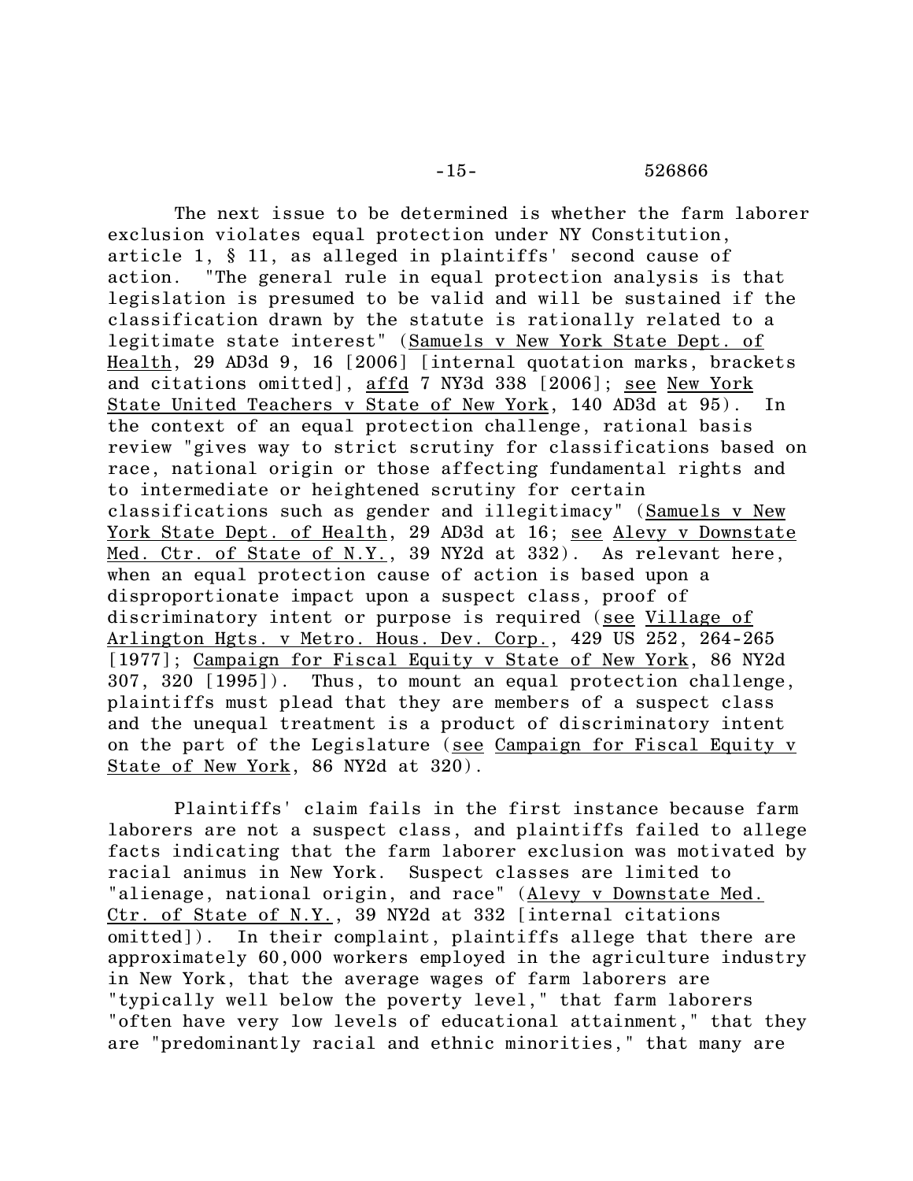The next issue to be determined is whether the farm laborer exclusion violates equal protection under NY Constitution, article 1, § 11, as alleged in plaintiffs' second cause of action. "The general rule in equal protection analysis is that legislation is presumed to be valid and will be sustained if the classification drawn by the statute is rationally related to a legitimate state interest" (Samuels v New York State Dept. of Health, 29 AD3d 9, 16 [2006] [internal quotation marks, brackets and citations omitted], affd 7 NY3d 338 [2006]; see New York State United Teachers v State of New York, 140 AD3d at 95). In the context of an equal protection challenge, rational basis review "gives way to strict scrutiny for classifications based on race, national origin or those affecting fundamental rights and to intermediate or heightened scrutiny for certain classifications such as gender and illegitimacy" (Samuels v New York State Dept. of Health, 29 AD3d at 16; see Alevy v Downstate Med. Ctr. of State of N.Y., 39 NY2d at 332). As relevant here, when an equal protection cause of action is based upon a disproportionate impact upon a suspect class, proof of discriminatory intent or purpose is required (see Village of Arlington Hgts. v Metro. Hous. Dev. Corp., 429 US 252, 264-265 [1977]; Campaign for Fiscal Equity v State of New York, 86 NY2d 307, 320 [1995]). Thus, to mount an equal protection challenge, plaintiffs must plead that they are members of a suspect class and the unequal treatment is a product of discriminatory intent on the part of the Legislature (see Campaign for Fiscal Equity v State of New York, 86 NY2d at 320).

Plaintiffs' claim fails in the first instance because farm laborers are not a suspect class, and plaintiffs failed to allege facts indicating that the farm laborer exclusion was motivated by racial animus in New York. Suspect classes are limited to "alienage, national origin, and race" (Alevy v Downstate Med. Ctr. of State of N.Y., 39 NY2d at 332 [internal citations omitted]). In their complaint, plaintiffs allege that there are approximately 60,000 workers employed in the agriculture industry in New York, that the average wages of farm laborers are "typically well below the poverty level," that farm laborers "often have very low levels of educational attainment," that they are "predominantly racial and ethnic minorities," that many are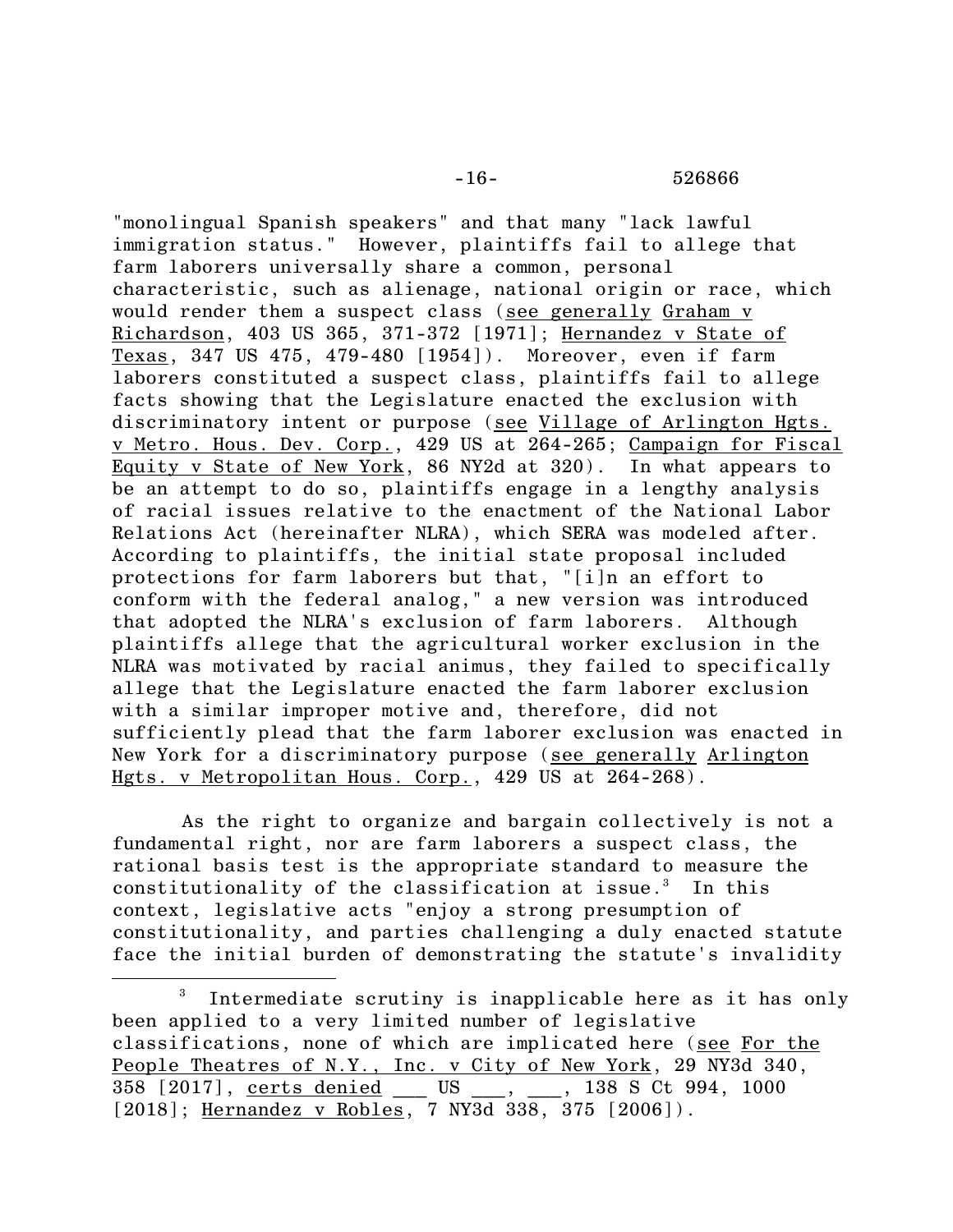"monolingual Spanish speakers" and that many "lack lawful immigration status." However, plaintiffs fail to allege that farm laborers universally share a common, personal characteristic, such as alienage, national origin or race, which would render them a suspect class (see generally Graham v Richardson, 403 US 365, 371-372 [1971]; Hernandez v State of Texas, 347 US 475, 479-480 [1954]). Moreover, even if farm laborers constituted a suspect class, plaintiffs fail to allege facts showing that the Legislature enacted the exclusion with discriminatory intent or purpose (see Village of Arlington Hgts. v Metro. Hous. Dev. Corp., 429 US at 264-265; Campaign for Fiscal Equity v State of New York, 86 NY2d at 320). In what appears to be an attempt to do so, plaintiffs engage in a lengthy analysis of racial issues relative to the enactment of the National Labor Relations Act (hereinafter NLRA), which SERA was modeled after. According to plaintiffs, the initial state proposal included protections for farm laborers but that, "[i]n an effort to conform with the federal analog," a new version was introduced that adopted the NLRA's exclusion of farm laborers. Although plaintiffs allege that the agricultural worker exclusion in the NLRA was motivated by racial animus, they failed to specifically allege that the Legislature enacted the farm laborer exclusion with a similar improper motive and, therefore, did not sufficiently plead that the farm laborer exclusion was enacted in New York for a discriminatory purpose (see generally Arlington Hgts. v Metropolitan Hous. Corp., 429 US at 264-268).

As the right to organize and bargain collectively is not a fundamental right, nor are farm laborers a suspect class, the rational basis test is the appropriate standard to measure the constitutionality of the classification at issue.[3] In this context, legislative acts "enjoy a strong presumption of constitutionality, and parties challenging a duly enacted statute face the initial burden of demonstrating the statute's invalidity

---

[3] Intermediate scrutiny is inapplicable here as it has only been applied to a very limited number of legislative classifications, none of which are implicated here (see For the People Theatres of N.Y., Inc. v City of New York, 29 NY3d 340, 358 [2017], certs denied ___ US ___, ___, 138 S Ct 994, 1000 [2018]; Hernandez v Robles, 7 NY3d 338, 375 [2006]).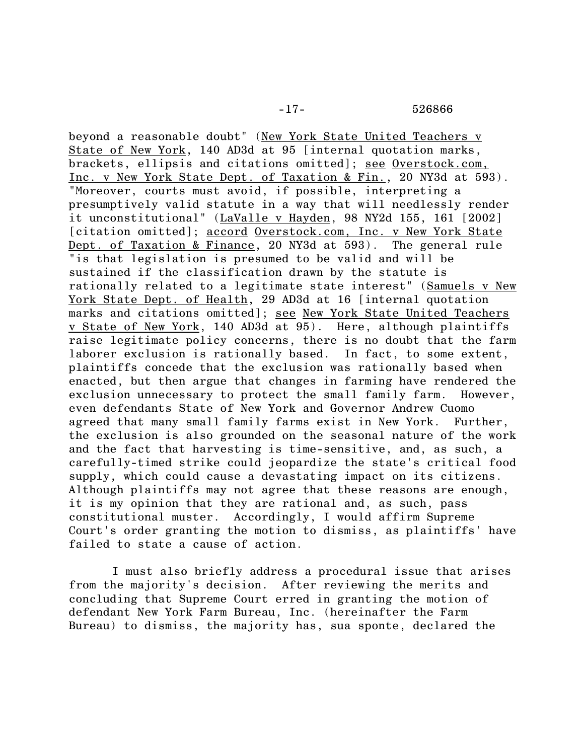beyond a reasonable doubt" (New York State United Teachers v State of New York, 140 AD3d at 95 [internal quotation marks, brackets, ellipsis and citations omitted]; see Overstock.com, Inc. v New York State Dept. of Taxation & Fin., 20 NY3d at 593). "Moreover, courts must avoid, if possible, interpreting a presumptively valid statute in a way that will needlessly render it unconstitutional" (LaValle v Hayden, 98 NY2d 155, 161 [2002] [citation omitted]; accord Overstock.com, Inc. v New York State Dept. of Taxation & Finance, 20 NY3d at 593). The general rule "is that legislation is presumed to be valid and will be sustained if the classification drawn by the statute is rationally related to a legitimate state interest" (Samuels v New York State Dept. of Health, 29 AD3d at 16 [internal quotation marks and citations omitted]; see New York State United Teachers v State of New York, 140 AD3d at 95). Here, although plaintiffs raise legitimate policy concerns, there is no doubt that the farm laborer exclusion is rationally based. In fact, to some extent, plaintiffs concede that the exclusion was rationally based when enacted, but then argue that changes in farming have rendered the exclusion unnecessary to protect the small family farm. However, even defendants State of New York and Governor Andrew Cuomo agreed that many small family farms exist in New York. Further, the exclusion is also grounded on the seasonal nature of the work and the fact that harvesting is time-sensitive, and, as such, a carefully-timed strike could jeopardize the state's critical food supply, which could cause a devastating impact on its citizens. Although plaintiffs may not agree that these reasons are enough, it is my opinion that they are rational and, as such, pass constitutional muster. Accordingly, I would affirm Supreme Court's order granting the motion to dismiss, as plaintiffs' have failed to state a cause of action.

I must also briefly address a procedural issue that arises from the majority's decision. After reviewing the merits and concluding that Supreme Court erred in granting the motion of defendant New York Farm Bureau, Inc. (hereinafter the Farm Bureau) to dismiss, the majority has, sua sponte, declared the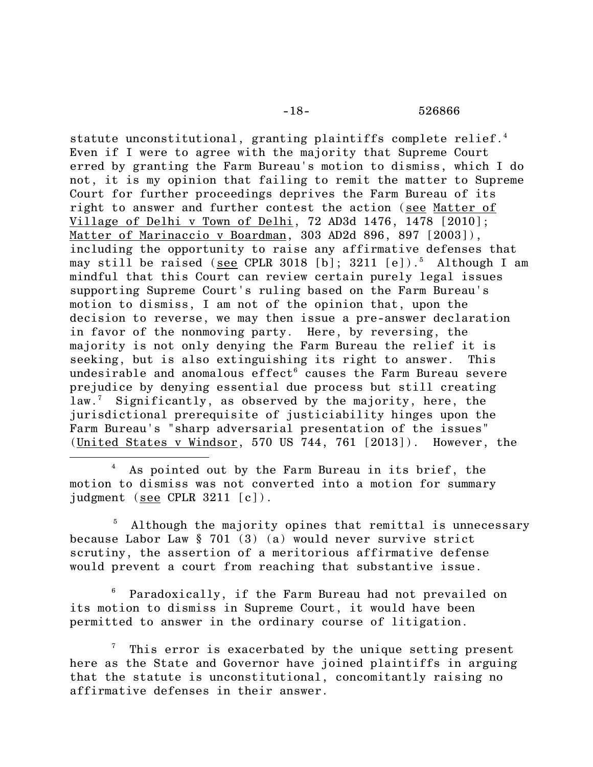statute unconstitutional, granting plaintiffs complete relief.[4] Even if I were to agree with the majority that Supreme Court erred by granting the Farm Bureau's motion to dismiss, which I do not, it is my opinion that failing to remit the matter to Supreme Court for further proceedings deprives the Farm Bureau of its right to answer and further contest the action (see Matter of Village of Delhi v Town of Delhi, 72 AD3d 1476, 1478 [2010]; Matter of Marinaccio v Boardman, 303 AD2d 896, 897 [2003]), including the opportunity to raise any affirmative defenses that may still be raised (see CPLR 3018 [b]; 3211 [e]).[5] Although I am mindful that this Court can review certain purely legal issues supporting Supreme Court's ruling based on the Farm Bureau's motion to dismiss, I am not of the opinion that, upon the decision to reverse, we may then issue a pre-answer declaration in favor of the nonmoving party. Here, by reversing, the majority is not only denying the Farm Bureau the relief it is seeking, but is also extinguishing its right to answer. This undesirable and anomalous effect[6] causes the Farm Bureau severe prejudice by denying essential due process but still creating law.[7] Significantly, as observed by the majority, here, the jurisdictional prerequisite of justiciability hinges upon the Farm Bureau's "sharp adversarial presentation of the issues" (United States v Windsor, 570 US 744, 761 [2013]). However, the

---

[4] As pointed out by the Farm Bureau in its brief, the motion to dismiss was not converted into a motion for summary judgment (see CPLR 3211 [c]).

[5] Although the majority opines that remittal is unnecessary because Labor Law § 701 (3) (a) would never survive strict scrutiny, the assertion of a meritorious affirmative defense would prevent a court from reaching that substantive issue.

[6] Paradoxically, if the Farm Bureau had not prevailed on its motion to dismiss in Supreme Court, it would have been permitted to answer in the ordinary course of litigation.

[7] This error is exacerbated by the unique setting present here as the State and Governor have joined plaintiffs in arguing that the statute is unconstitutional, concomitantly raising no affirmative defenses in their answer.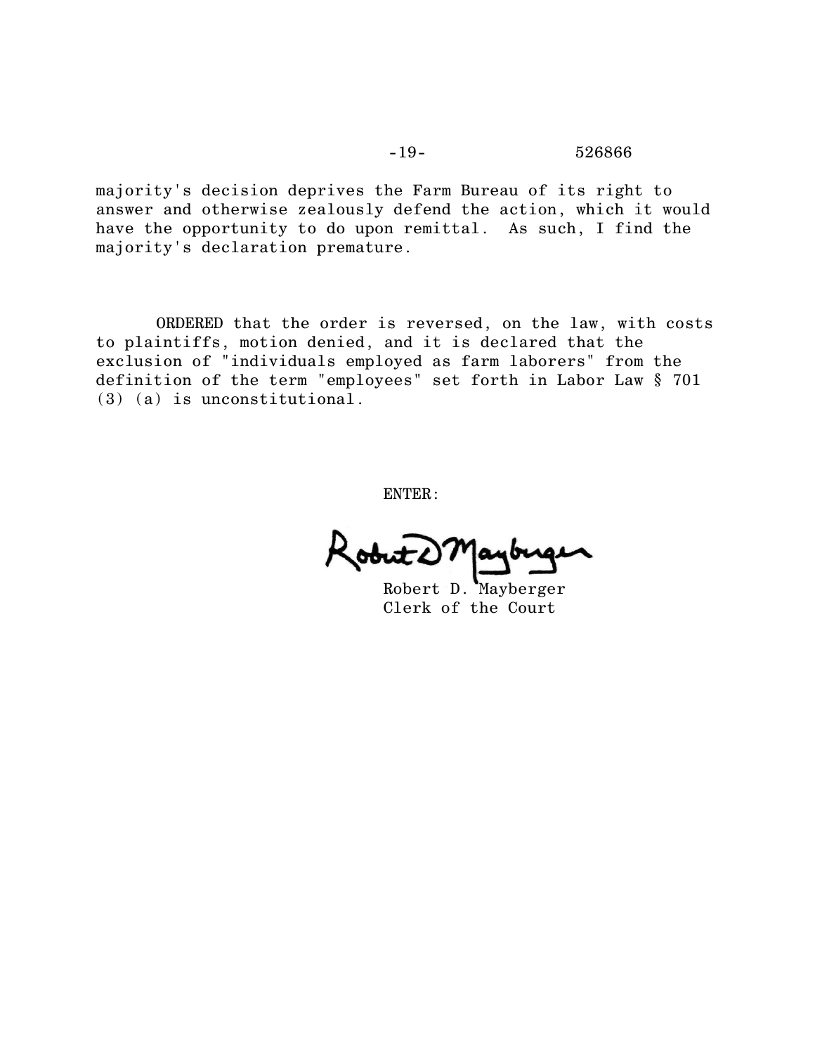majority's decision deprives the Farm Bureau of its right to answer and otherwise zealously defend the action, which it would have the opportunity to do upon remittal. As such, I find the majority's declaration premature.

ORDERED that the order is reversed, on the law, with costs to plaintiffs, motion denied, and it is declared that the exclusion of "individuals employed as farm laborers" from the definition of the term "employees" set forth in Labor Law § 701 (3) (a) is unconstitutional.

ENTER:

Robert D. Mayberger
Clerk of the Court